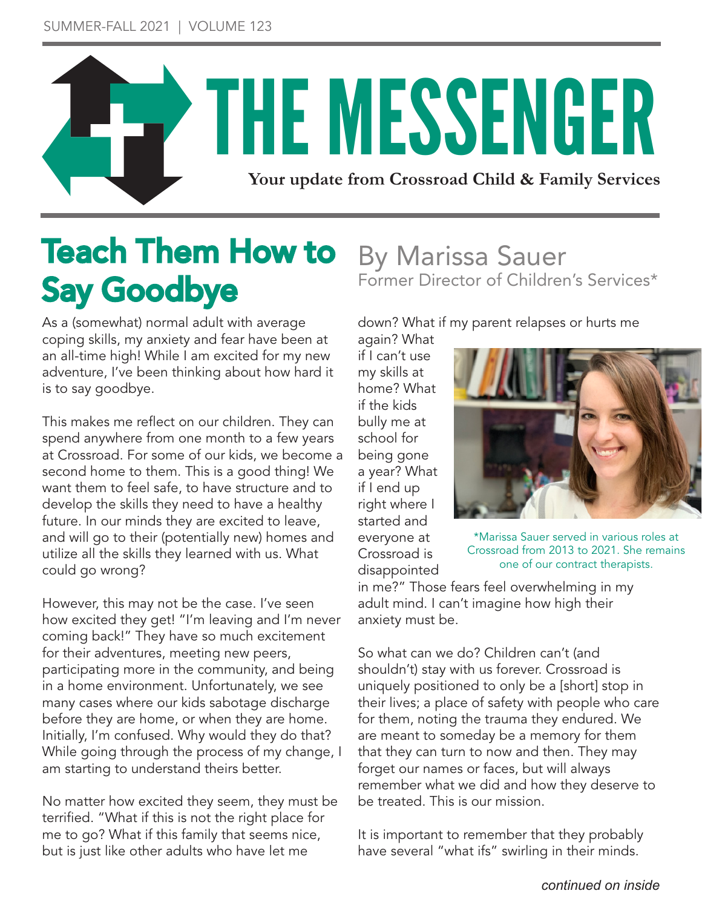# THE MESSENGER

**Your update from Crossroad Child & Family Services**

## Teach Them How to Say Goodbye

By Marissa Sauer
Former Director of Children's Services*

As a (somewhat) normal adult with average coping skills, my anxiety and fear have been at an all-time high! While I am excited for my new adventure, I've been thinking about how hard it is to say goodbye.

This makes me reflect on our children. They can spend anywhere from one month to a few years at Crossroad. For some of our kids, we become a second home to them. This is a good thing! We want them to feel safe, to have structure and to develop the skills they need to have a healthy future. In our minds they are excited to leave, and will go to their (potentially new) homes and utilize all the skills they learned with us. What could go wrong?

However, this may not be the case. I've seen how excited they get! "I'm leaving and I'm never coming back!" They have so much excitement for their adventures, meeting new peers, participating more in the community, and being in a home environment. Unfortunately, we see many cases where our kids sabotage discharge before they are home, or when they are home. Initially, I'm confused. Why would they do that? While going through the process of my change, I am starting to understand theirs better.

No matter how excited they seem, they must be terrified. "What if this is not the right place for me to go? What if this family that seems nice, but is just like other adults who have let me down? What if my parent relapses or hurts me again? What if I can't use my skills at home? What if the kids bully me at school for being gone a year? What if I end up right where I started and everyone at Crossroad is disappointed in me?" Those fears feel overwhelming in my adult mind. I can't imagine how high their anxiety must be.

*Marissa Sauer served in various roles at Crossroad from 2013 to 2021. She remains one of our contract therapists.

So what can we do? Children can't (and shouldn't) stay with us forever. Crossroad is uniquely positioned to only be a [short] stop in their lives; a place of safety with people who care for them, noting the trauma they endured. We are meant to someday be a memory for them that they can turn to now and then. They may forget our names or faces, but will always remember what we did and how they deserve to be treated. This is our mission.

It is important to remember that they probably have several "what ifs" swirling in their minds.

*continued on inside*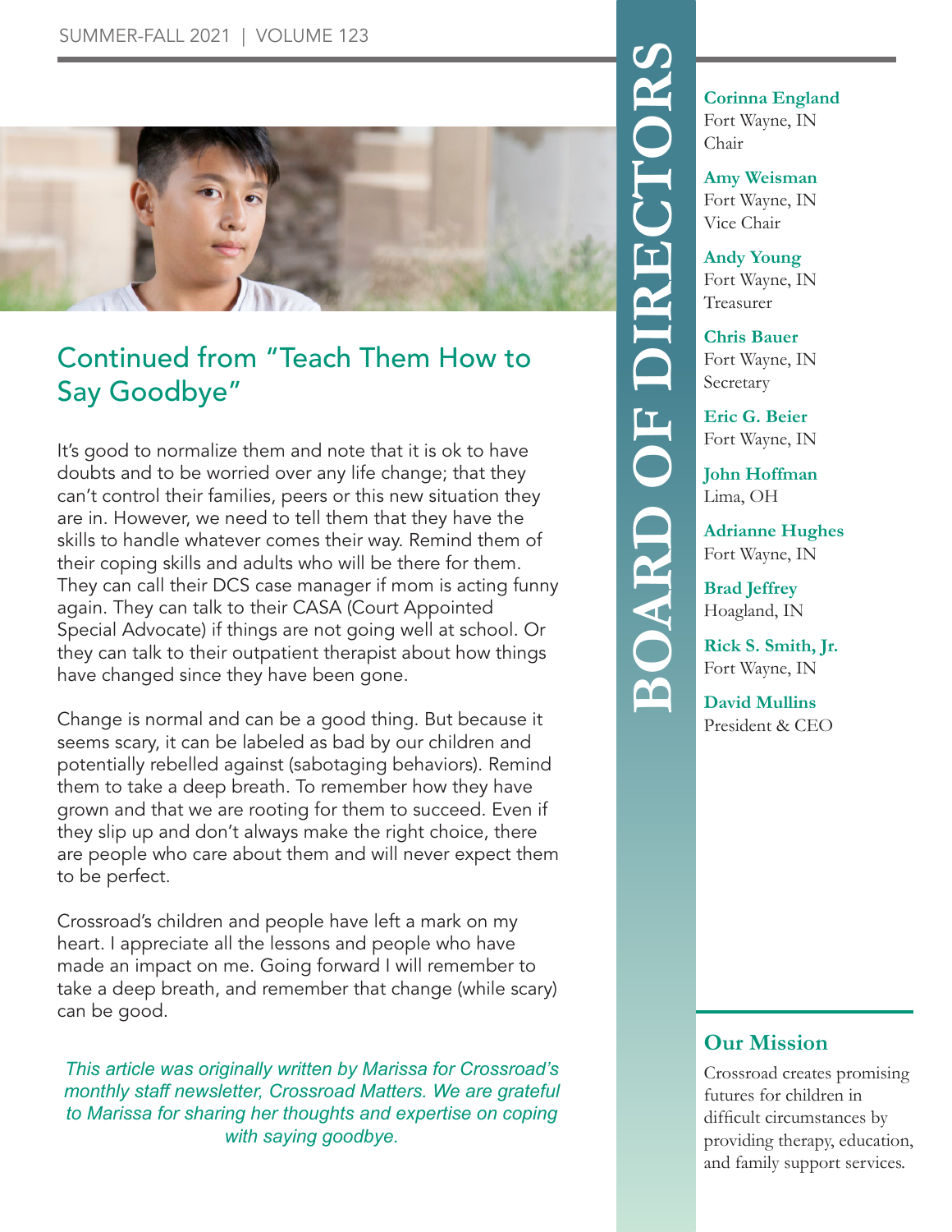## Continued from "Teach Them How to Say Goodbye"

It's good to normalize them and note that it is ok to have doubts and to be worried over any life change; that they can't control their families, peers or this new situation they are in. However, we need to tell them that they have the skills to handle whatever comes their way. Remind them of their coping skills and adults who will be there for them. They can call their DCS case manager if mom is acting funny again. They can talk to their CASA (Court Appointed Special Advocate) if things are not going well at school. Or they can talk to their outpatient therapist about how things have changed since they have been gone.

Change is normal and can be a good thing. But because it seems scary, it can be labeled as bad by our children and potentially rebelled against (sabotaging behaviors). Remind them to take a deep breath. To remember how they have grown and that we are rooting for them to succeed. Even if they slip up and don't always make the right choice, there are people who care about them and will never expect them to be perfect.

Crossroad's children and people have left a mark on my heart. I appreciate all the lessons and people who have made an impact on me. Going forward I will remember to take a deep breath, and remember that change (while scary) can be good.

*This article was originally written by Marissa for Crossroad's monthly staff newsletter, Crossroad Matters. We are grateful to Marissa for sharing her thoughts and expertise on coping with saying goodbye.*

## BOARD OF DIRECTORS

**Corinna England**
Fort Wayne, IN
Chair

**Amy Weisman**
Fort Wayne, IN
Vice Chair

**Andy Young**
Fort Wayne, IN
Treasurer

**Chris Bauer**
Fort Wayne, IN
Secretary

**Eric G. Beier**
Fort Wayne, IN

**John Hoffman**
Lima, OH

**Adrianne Hughes**
Fort Wayne, IN

**Brad Jeffrey**
Hoagland, IN

**Rick S. Smith, Jr.**
Fort Wayne, IN

**David Mullins**
President & CEO

## Our Mission

Crossroad creates promising futures for children in difficult circumstances by providing therapy, education, and family support services.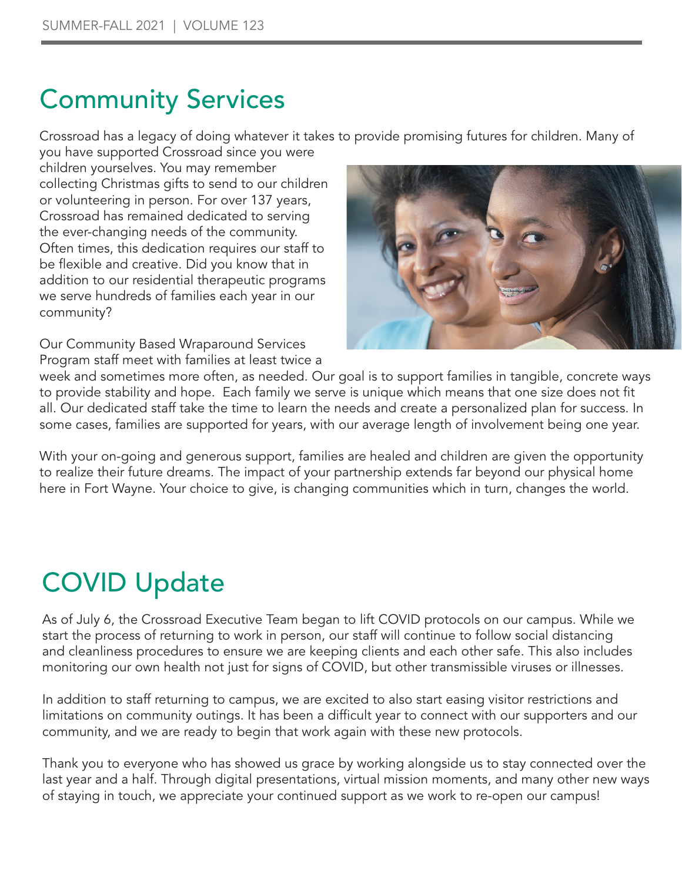# Community Services

Crossroad has a legacy of doing whatever it takes to provide promising futures for children. Many of you have supported Crossroad since you were children yourselves. You may remember collecting Christmas gifts to send to our children or volunteering in person. For over 137 years, Crossroad has remained dedicated to serving the ever-changing needs of the community. Often times, this dedication requires our staff to be flexible and creative. Did you know that in addition to our residential therapeutic programs we serve hundreds of families each year in our community?

Our Community Based Wraparound Services Program staff meet with families at least twice a week and sometimes more often, as needed. Our goal is to support families in tangible, concrete ways to provide stability and hope. Each family we serve is unique which means that one size does not fit all. Our dedicated staff take the time to learn the needs and create a personalized plan for success. In some cases, families are supported for years, with our average length of involvement being one year.

With your on-going and generous support, families are healed and children are given the opportunity to realize their future dreams. The impact of your partnership extends far beyond our physical home here in Fort Wayne. Your choice to give, is changing communities which in turn, changes the world.

# COVID Update

As of July 6, the Crossroad Executive Team began to lift COVID protocols on our campus. While we start the process of returning to work in person, our staff will continue to follow social distancing and cleanliness procedures to ensure we are keeping clients and each other safe. This also includes monitoring our own health not just for signs of COVID, but other transmissible viruses or illnesses.

In addition to staff returning to campus, we are excited to also start easing visitor restrictions and limitations on community outings. It has been a difficult year to connect with our supporters and our community, and we are ready to begin that work again with these new protocols.

Thank you to everyone who has showed us grace by working alongside us to stay connected over the last year and a half. Through digital presentations, virtual mission moments, and many other new ways of staying in touch, we appreciate your continued support as we work to re-open our campus!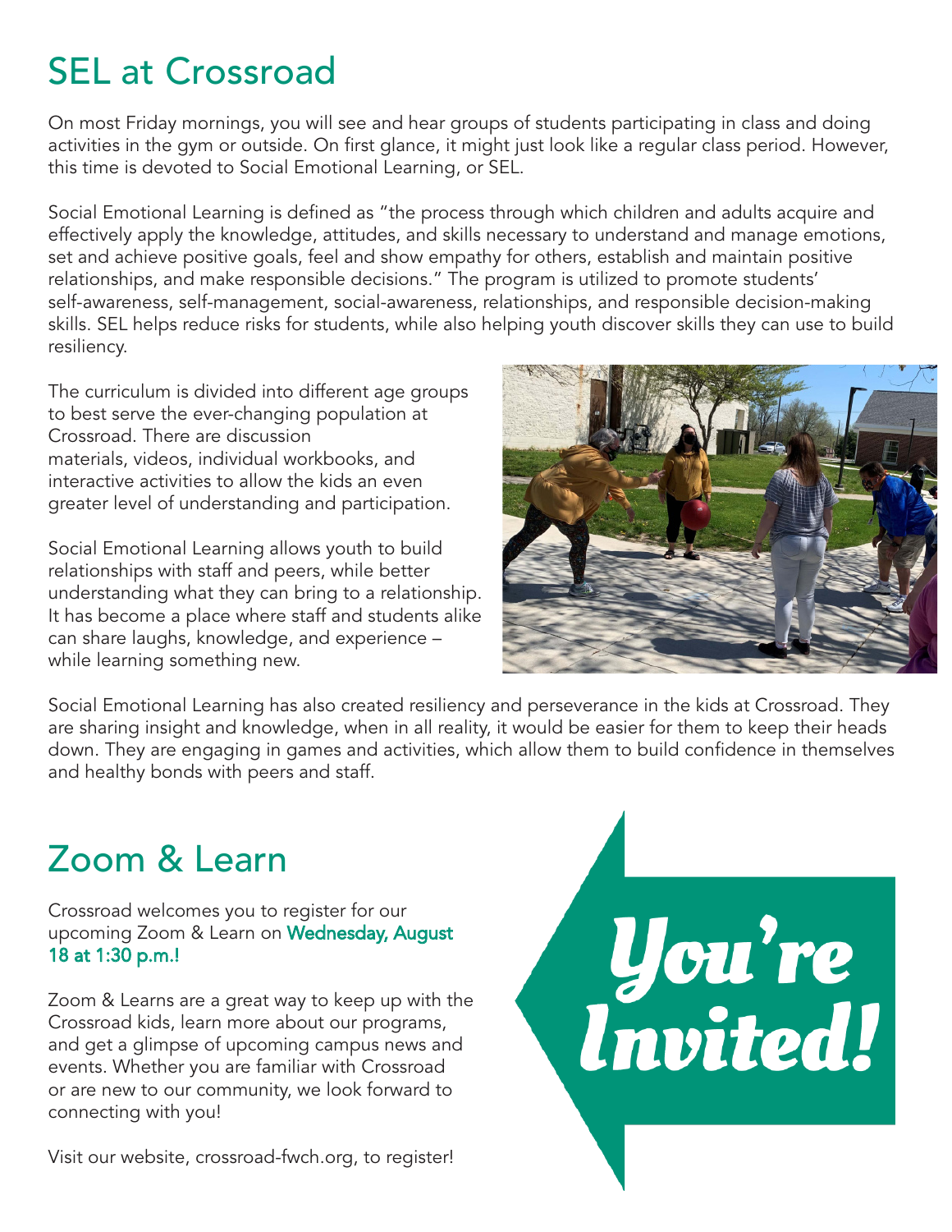# SEL at Crossroad

On most Friday mornings, you will see and hear groups of students participating in class and doing activities in the gym or outside. On first glance, it might just look like a regular class period. However, this time is devoted to Social Emotional Learning, or SEL.

Social Emotional Learning is defined as "the process through which children and adults acquire and effectively apply the knowledge, attitudes, and skills necessary to understand and manage emotions, set and achieve positive goals, feel and show empathy for others, establish and maintain positive relationships, and make responsible decisions." The program is utilized to promote students' self-awareness, self-management, social-awareness, relationships, and responsible decision-making skills. SEL helps reduce risks for students, while also helping youth discover skills they can use to build resiliency.

The curriculum is divided into different age groups to best serve the ever-changing population at Crossroad. There are discussion materials, videos, individual workbooks, and interactive activities to allow the kids an even greater level of understanding and participation.

Social Emotional Learning allows youth to build relationships with staff and peers, while better understanding what they can bring to a relationship. It has become a place where staff and students alike can share laughs, knowledge, and experience – while learning something new.

Social Emotional Learning has also created resiliency and perseverance in the kids at Crossroad. They are sharing insight and knowledge, when in all reality, it would be easier for them to keep their heads down. They are engaging in games and activities, which allow them to build confidence in themselves and healthy bonds with peers and staff.

# Zoom & Learn

Crossroad welcomes you to register for our upcoming Zoom & Learn on **Wednesday, August 18 at 1:30 p.m.!**

Zoom & Learns are a great way to keep up with the Crossroad kids, learn more about our programs, and get a glimpse of upcoming campus news and events. Whether you are familiar with Crossroad or are new to our community, we look forward to connecting with you!

Visit our website, crossroad-fwch.org, to register!

**You're Invited!**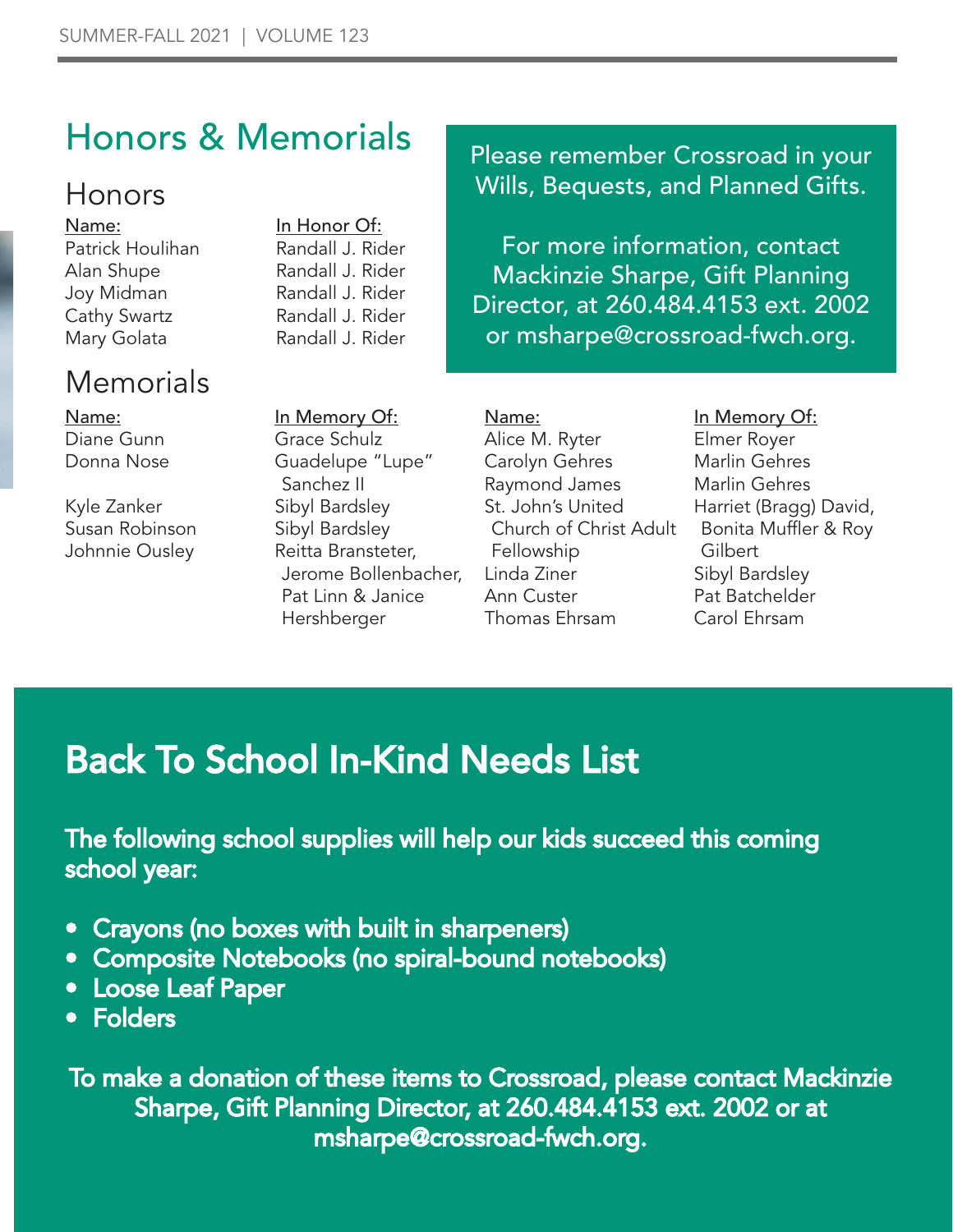# Honors & Memorials

## Honors

| Name: | In Honor Of: |
| --- | --- |
| Patrick Houlihan | Randall J. Rider |
| Alan Shupe | Randall J. Rider |
| Joy Midman | Randall J. Rider |
| Cathy Swartz | Randall J. Rider |
| Mary Golata | Randall J. Rider |

Please remember Crossroad in your Wills, Bequests, and Planned Gifts.

For more information, contact Mackinzie Sharpe, Gift Planning Director, at 260.484.4153 ext. 2002 or msharpe@crossroad-fwch.org.

## Memorials

| Name: | In Memory Of: |
| --- | --- |
| Diane Gunn | Grace Schulz |
| Donna Nose | Guadelupe "Lupe" Sanchez II |
| Kyle Zanker | Sibyl Bardsley |
| Susan Robinson | Sibyl Bardsley |
| Johnnie Ousley | Reitta Bransteter, Jerome Bollenbacher, Pat Linn & Janice Hershberger |
| Alice M. Ryter | Elmer Royer |
| Carolyn Gehres | Marlin Gehres |
| Raymond James | Marlin Gehres |
| St. John's United Church of Christ Adult Fellowship | Harriet (Bragg) David, Bonita Muffler & Roy Gilbert |
| Linda Ziner | Sibyl Bardsley |
| Ann Custer | Pat Batchelder |
| Thomas Ehrsam | Carol Ehrsam |

# Back To School In-Kind Needs List

**The following school supplies will help our kids succeed this coming school year:**

- **Crayons (no boxes with built in sharpeners)**
- **Composite Notebooks (no spiral-bound notebooks)**
- **Loose Leaf Paper**
- **Folders**

**To make a donation of these items to Crossroad, please contact Mackinzie Sharpe, Gift Planning Director, at 260.484.4153 ext. 2002 or at msharpe@crossroad-fwch.org.**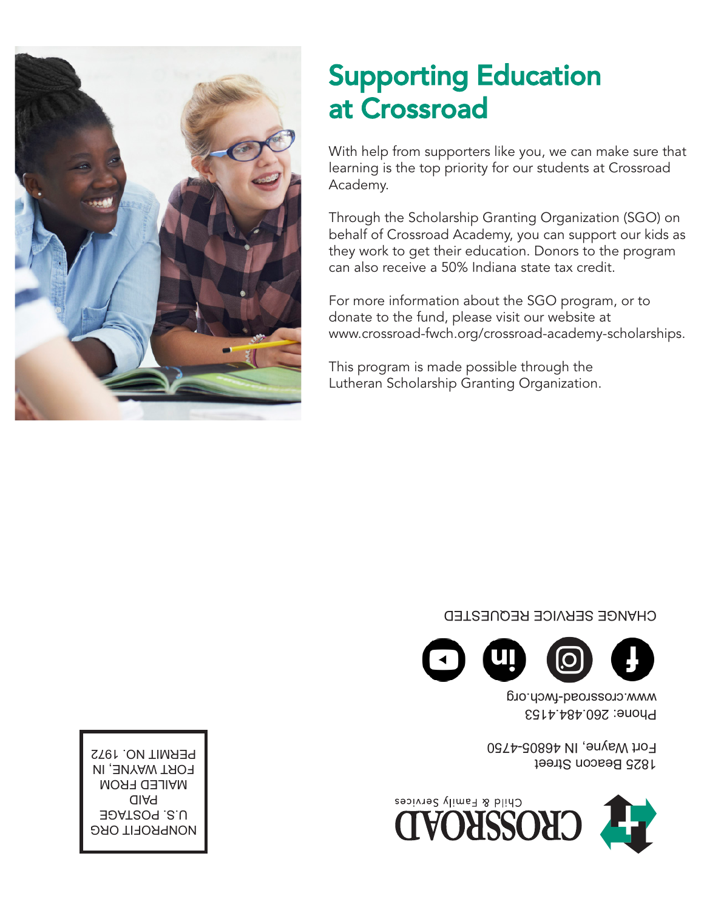# Supporting Education at Crossroad

With help from supporters like you, we can make sure that learning is the top priority for our students at Crossroad Academy.

Through the Scholarship Granting Organization (SGO) on behalf of Crossroad Academy, you can support our kids as they work to get their education. Donors to the program can also receive a 50% Indiana state tax credit.

For more information about the SGO program, or to donate to the fund, please visit our website at www.crossroad-fwch.org/crossroad-academy-scholarships.

This program is made possible through the Lutheran Scholarship Granting Organization.

CHANGE SERVICE REQUESTED

www.crossroad-fwch.org

Phone: 260.484.4153

1825 Beacon Street
Fort Wayne, IN 46805-4750

CROSSROAD
Child & Family Services

NONPROFIT ORG
U.S. POSTAGE
PAID
MAILED FROM
FORT WAYNE, IN
PERMIT NO. 1972